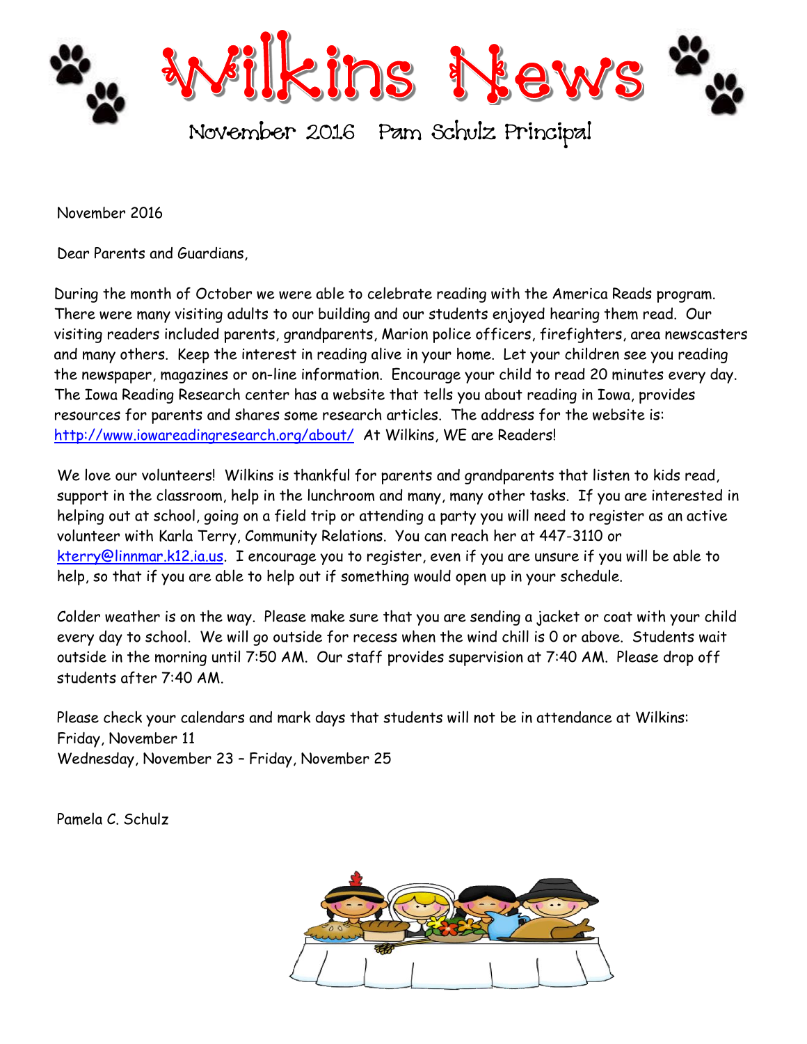# Wilkins News

November 2016 Pam Schulz Principal

November 2016

Dear Parents and Guardians,

During the month of October we were able to celebrate reading with the America Reads program. There were many visiting adults to our building and our students enjoyed hearing them read. Our visiting readers included parents, grandparents, Marion police officers, firefighters, area newscasters and many others. Keep the interest in reading alive in your home. Let your children see you reading the newspaper, magazines or on-line information. Encourage your child to read 20 minutes every day. The Iowa Reading Research center has a website that tells you about reading in Iowa, provides resources for parents and shares some research articles. The address for the website is: http://www.iowareadingresearch.org/about/ At Wilkins, WE are Readers!

We love our volunteers! Wilkins is thankful for parents and grandparents that listen to kids read, support in the classroom, help in the lunchroom and many, many other tasks. If you are interested in helping out at school, going on a field trip or attending a party you will need to register as an active volunteer with Karla Terry, Community Relations. You can reach her at 447-3110 or kterry@linnmar.k12.ia.us. I encourage you to register, even if you are unsure if you will be able to help, so that if you are able to help out if something would open up in your schedule.

Colder weather is on the way. Please make sure that you are sending a jacket or coat with your child every day to school. We will go outside for recess when the wind chill is 0 or above. Students wait outside in the morning until 7:50 AM. Our staff provides supervision at 7:40 AM. Please drop off students after 7:40 AM.

Please check your calendars and mark days that students will not be in attendance at Wilkins:
Friday, November 11
Wednesday, November 23 – Friday, November 25

Pamela C. Schulz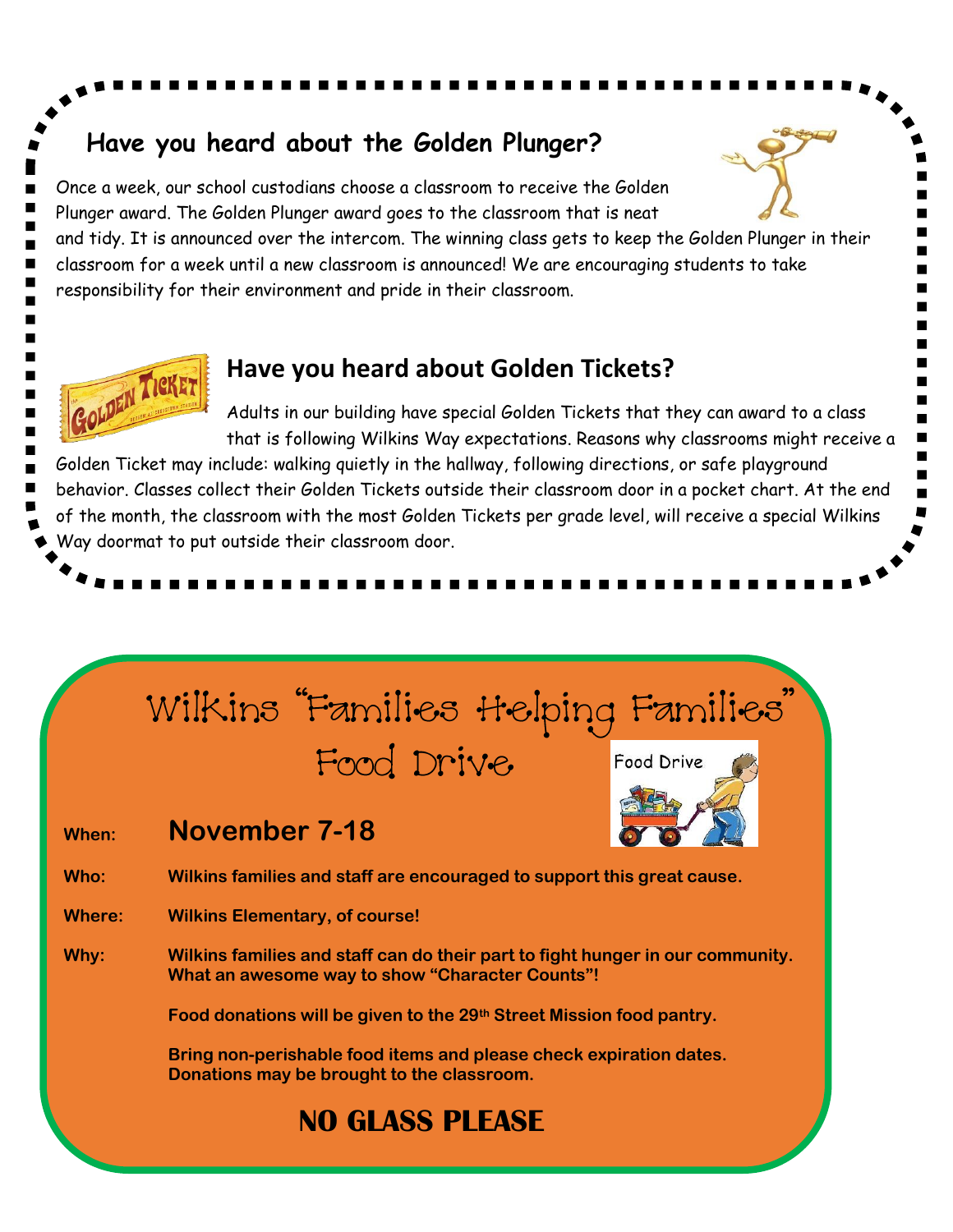## Have you heard about the Golden Plunger?

Once a week, our school custodians choose a classroom to receive the Golden Plunger award. The Golden Plunger award goes to the classroom that is neat and tidy. It is announced over the intercom. The winning class gets to keep the Golden Plunger in their classroom for a week until a new classroom is announced! We are encouraging students to take responsibility for their environment and pride in their classroom.

## Have you heard about Golden Tickets?

Adults in our building have special Golden Tickets that they can award to a class that is following Wilkins Way expectations. Reasons why classrooms might receive a Golden Ticket may include: walking quietly in the hallway, following directions, or safe playground behavior. Classes collect their Golden Tickets outside their classroom door in a pocket chart. At the end of the month, the classroom with the most Golden Tickets per grade level, will receive a special Wilkins Way doormat to put outside their classroom door.

# Wilkins "Families Helping Families" Food Drive

**When:** **November 7-18**

**Who:** **Wilkins families and staff are encouraged to support this great cause.**

**Where:** **Wilkins Elementary, of course!**

**Why:** **Wilkins families and staff can do their part to fight hunger in our community. What an awesome way to show "Character Counts"!**

**Food donations will be given to the 29th Street Mission food pantry.**

**Bring non-perishable food items and please check expiration dates. Donations may be brought to the classroom.**

## NO GLASS PLEASE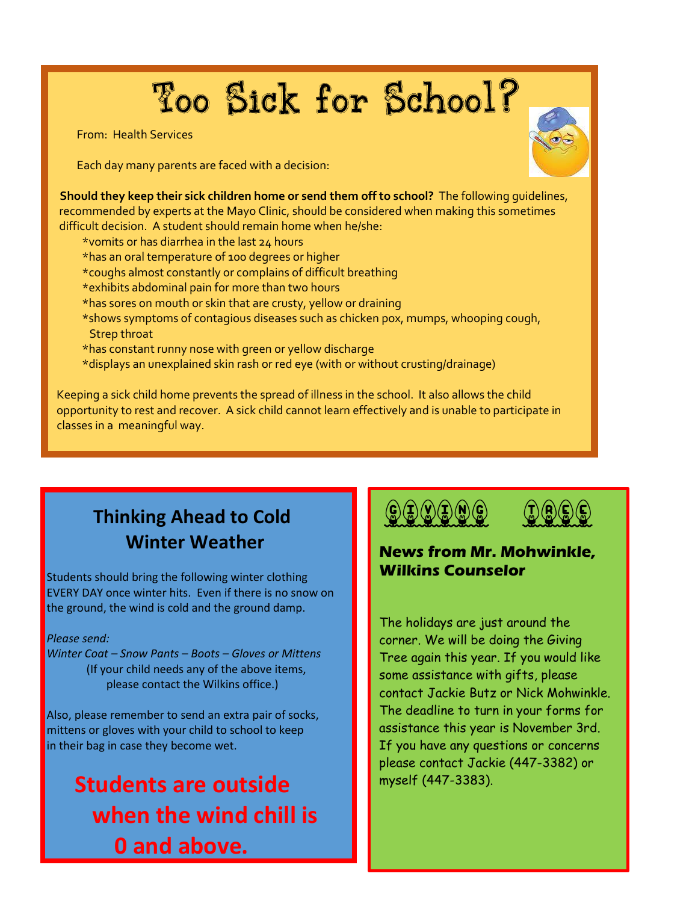# Too Sick for School?

From: Health Services

Each day many parents are faced with a decision:

**Should they keep their sick children home or send them off to school?** The following guidelines, recommended by experts at the Mayo Clinic, should be considered when making this sometimes difficult decision. A student should remain home when he/she:

*vomits or has diarrhea in the last 24 hours
*has an oral temperature of 100 degrees or higher
*coughs almost constantly or complains of difficult breathing
*exhibits abdominal pain for more than two hours
*has sores on mouth or skin that are crusty, yellow or draining
*shows symptoms of contagious diseases such as chicken pox, mumps, whooping cough, Strep throat
*has constant runny nose with green or yellow discharge
*displays an unexplained skin rash or red eye (with or without crusting/drainage)

Keeping a sick child home prevents the spread of illness in the school. It also allows the child opportunity to rest and recover. A sick child cannot learn effectively and is unable to participate in classes in a meaningful way.

## Thinking Ahead to Cold Winter Weather

Students should bring the following winter clothing EVERY DAY once winter hits. Even if there is no snow on the ground, the wind is cold and the ground damp.

*Please send:*
*Winter Coat – Snow Pants – Boots – Gloves or Mittens*
(If your child needs any of the above items, please contact the Wilkins office.)

Also, please remember to send an extra pair of socks, mittens or gloves with your child to school to keep in their bag in case they become wet.

**Students are outside when the wind chill is 0 and above.**

## GIVING TREE

**News from Mr. Mohwinkle, Wilkins Counselor**

The holidays are just around the corner. We will be doing the Giving Tree again this year. If you would like some assistance with gifts, please contact Jackie Butz or Nick Mohwinkle. The deadline to turn in your forms for assistance this year is November 3rd. If you have any questions or concerns please contact Jackie (447-3382) or myself (447-3383).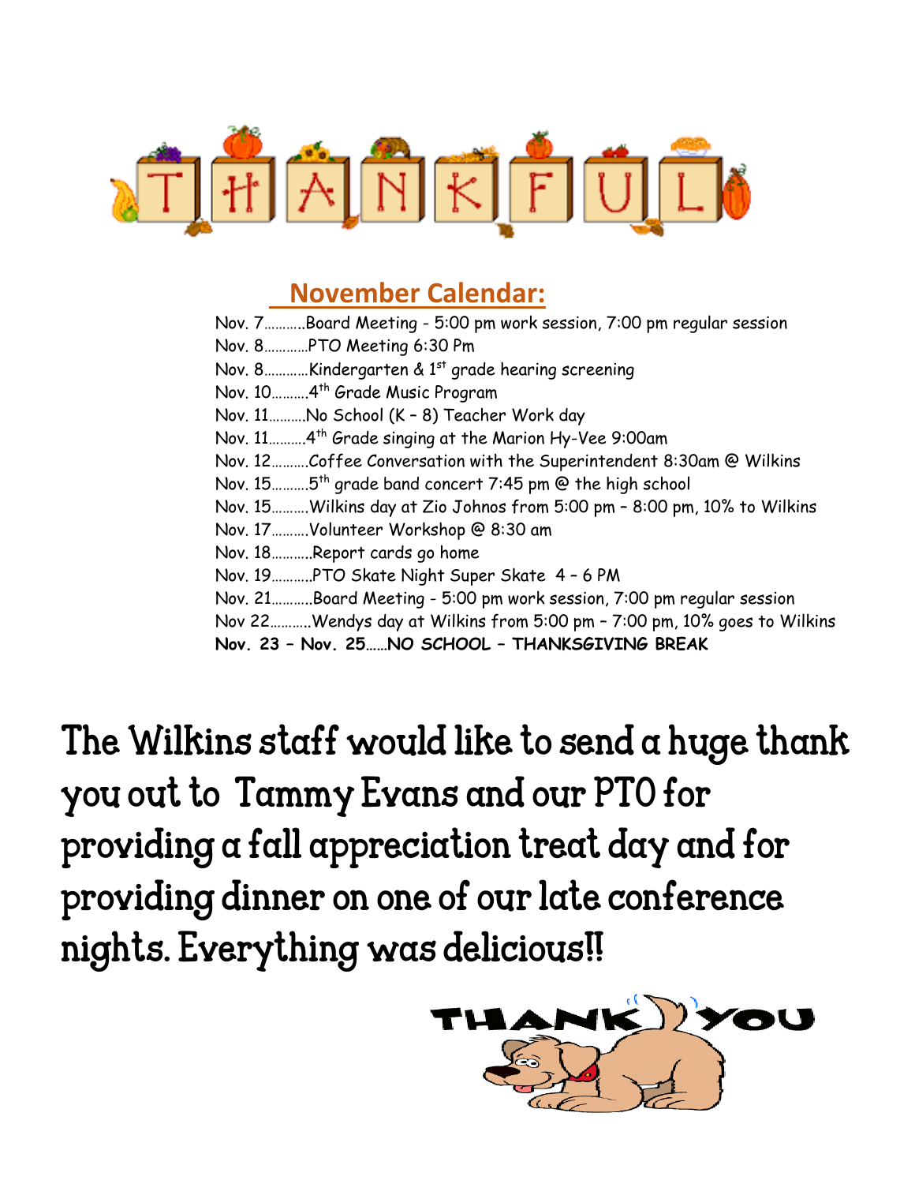# THANKFUL

## November Calendar:

Nov. 7……….Board Meeting - 5:00 pm work session, 7:00 pm regular session
Nov. 8…………PTO Meeting 6:30 Pm
Nov. 8…………Kindergarten & 1st grade hearing screening
Nov. 10……….4th Grade Music Program
Nov. 11……….No School (K – 8) Teacher Work day
Nov. 11……….4th Grade singing at the Marion Hy-Vee 9:00am
Nov. 12……….Coffee Conversation with the Superintendent 8:30am @ Wilkins
Nov. 15……….5th grade band concert 7:45 pm @ the high school
Nov. 15……….Wilkins day at Zio Johnos from 5:00 pm – 8:00 pm, 10% to Wilkins
Nov. 17……….Volunteer Workshop @ 8:30 am
Nov. 18……….Report cards go home
Nov. 19……….PTO Skate Night Super Skate 4 – 6 PM
Nov. 21……….Board Meeting - 5:00 pm work session, 7:00 pm regular session
Nov 22……….Wendys day at Wilkins from 5:00 pm – 7:00 pm, 10% goes to Wilkins
**Nov. 23 – Nov. 25……NO SCHOOL – THANKSGIVING BREAK**

The Wilkins staff would like to send a huge thank you out to Tammy Evans and our PTO for providing a fall appreciation treat day and for providing dinner on one of our late conference nights. Everything was delicious!!

THANK YOU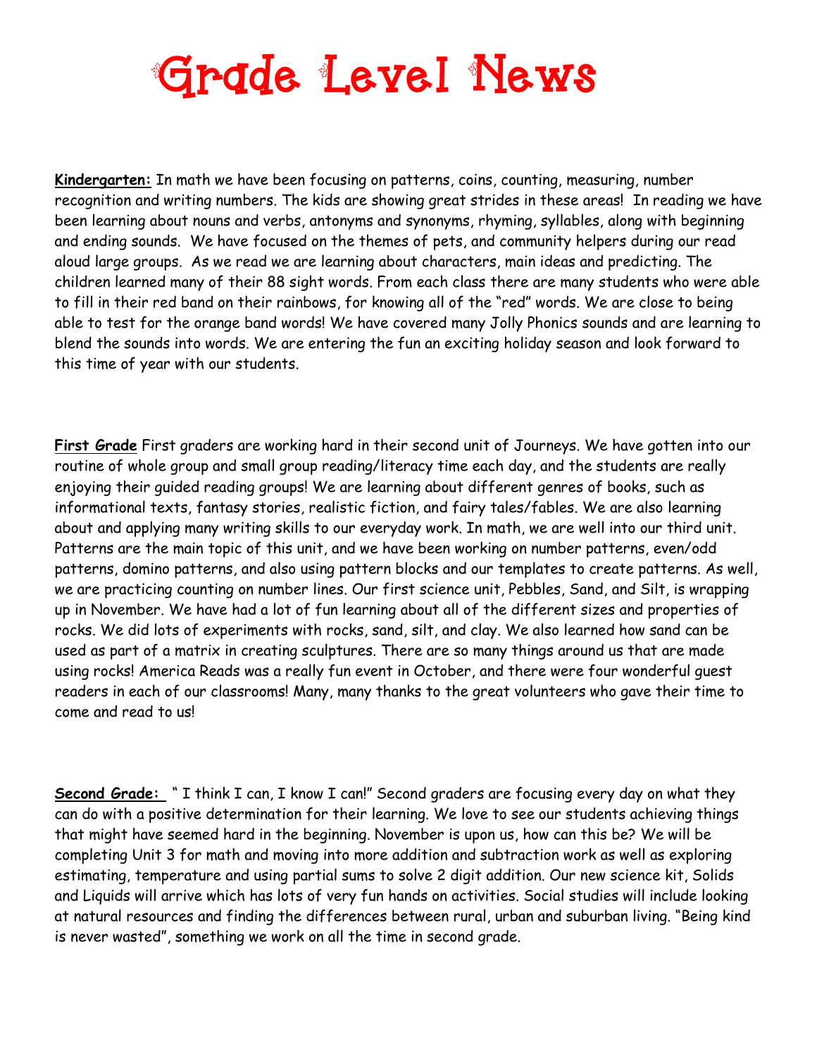# Grade Level News

**Kindergarten:** In math we have been focusing on patterns, coins, counting, measuring, number recognition and writing numbers. The kids are showing great strides in these areas! In reading we have been learning about nouns and verbs, antonyms and synonyms, rhyming, syllables, along with beginning and ending sounds. We have focused on the themes of pets, and community helpers during our read aloud large groups. As we read we are learning about characters, main ideas and predicting. The children learned many of their 88 sight words. From each class there are many students who were able to fill in their red band on their rainbows, for knowing all of the "red" words. We are close to being able to test for the orange band words! We have covered many Jolly Phonics sounds and are learning to blend the sounds into words. We are entering the fun an exciting holiday season and look forward to this time of year with our students.

**First Grade** First graders are working hard in their second unit of Journeys. We have gotten into our routine of whole group and small group reading/literacy time each day, and the students are really enjoying their guided reading groups! We are learning about different genres of books, such as informational texts, fantasy stories, realistic fiction, and fairy tales/fables. We are also learning about and applying many writing skills to our everyday work. In math, we are well into our third unit. Patterns are the main topic of this unit, and we have been working on number patterns, even/odd patterns, domino patterns, and also using pattern blocks and our templates to create patterns. As well, we are practicing counting on number lines. Our first science unit, Pebbles, Sand, and Silt, is wrapping up in November. We have had a lot of fun learning about all of the different sizes and properties of rocks. We did lots of experiments with rocks, sand, silt, and clay. We also learned how sand can be used as part of a matrix in creating sculptures. There are so many things around us that are made using rocks! America Reads was a really fun event in October, and there were four wonderful guest readers in each of our classrooms! Many, many thanks to the great volunteers who gave their time to come and read to us!

**Second Grade:** " I think I can, I know I can!" Second graders are focusing every day on what they can do with a positive determination for their learning. We love to see our students achieving things that might have seemed hard in the beginning. November is upon us, how can this be? We will be completing Unit 3 for math and moving into more addition and subtraction work as well as exploring estimating, temperature and using partial sums to solve 2 digit addition. Our new science kit, Solids and Liquids will arrive which has lots of very fun hands on activities. Social studies will include looking at natural resources and finding the differences between rural, urban and suburban living. "Being kind is never wasted", something we work on all the time in second grade.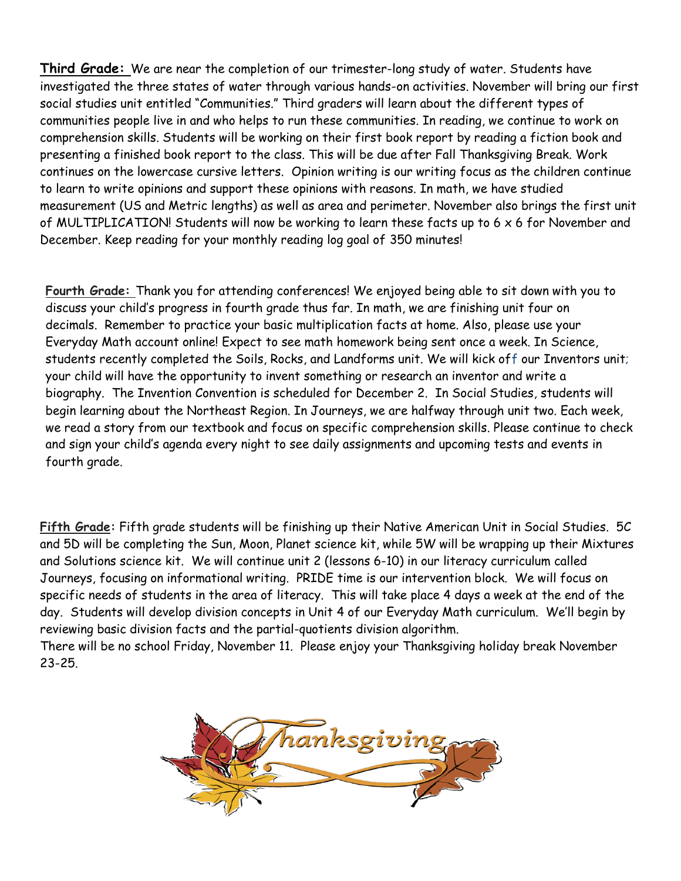**Third Grade:** We are near the completion of our trimester-long study of water. Students have investigated the three states of water through various hands-on activities. November will bring our first social studies unit entitled "Communities." Third graders will learn about the different types of communities people live in and who helps to run these communities. In reading, we continue to work on comprehension skills. Students will be working on their first book report by reading a fiction book and presenting a finished book report to the class. This will be due after Fall Thanksgiving Break. Work continues on the lowercase cursive letters. Opinion writing is our writing focus as the children continue to learn to write opinions and support these opinions with reasons. In math, we have studied measurement (US and Metric lengths) as well as area and perimeter. November also brings the first unit of MULTIPLICATION! Students will now be working to learn these facts up to 6 x 6 for November and December. Keep reading for your monthly reading log goal of 350 minutes!

**Fourth Grade:** Thank you for attending conferences! We enjoyed being able to sit down with you to discuss your child's progress in fourth grade thus far. In math, we are finishing unit four on decimals. Remember to practice your basic multiplication facts at home. Also, please use your Everyday Math account online! Expect to see math homework being sent once a week. In Science, students recently completed the Soils, Rocks, and Landforms unit. We will kick off our Inventors unit; your child will have the opportunity to invent something or research an inventor and write a biography. The Invention Convention is scheduled for December 2. In Social Studies, students will begin learning about the Northeast Region. In Journeys, we are halfway through unit two. Each week, we read a story from our textbook and focus on specific comprehension skills. Please continue to check and sign your child's agenda every night to see daily assignments and upcoming tests and events in fourth grade.

**Fifth Grade:** Fifth grade students will be finishing up their Native American Unit in Social Studies. 5C and 5D will be completing the Sun, Moon, Planet science kit, while 5W will be wrapping up their Mixtures and Solutions science kit. We will continue unit 2 (lessons 6-10) in our literacy curriculum called Journeys, focusing on informational writing. PRIDE time is our intervention block. We will focus on specific needs of students in the area of literacy. This will take place 4 days a week at the end of the day. Students will develop division concepts in Unit 4 of our Everyday Math curriculum. We'll begin by reviewing basic division facts and the partial-quotients division algorithm.
There will be no school Friday, November 11. Please enjoy your Thanksgiving holiday break November 23-25.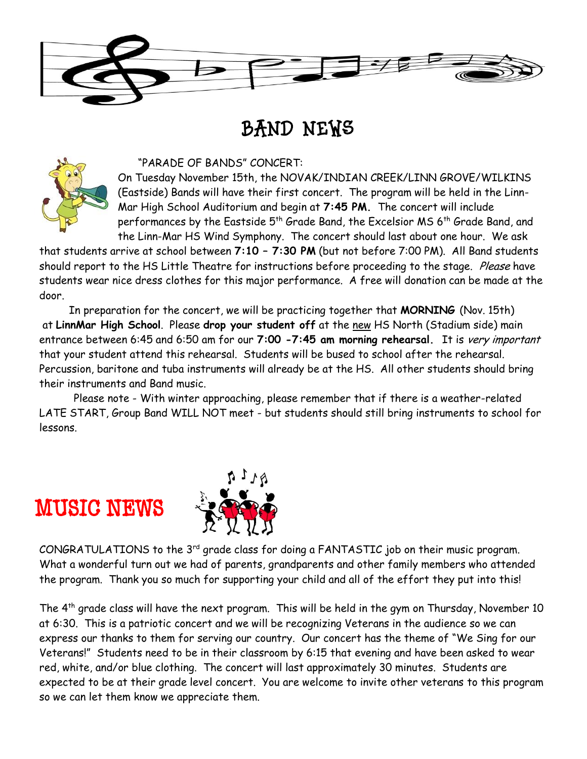# BAND NEWS

"PARADE OF BANDS" CONCERT:

On Tuesday November 15th, the NOVAK/INDIAN CREEK/LINN GROVE/WILKINS (Eastside) Bands will have their first concert. The program will be held in the Linn-Mar High School Auditorium and begin at **7:45 PM.** The concert will include performances by the Eastside 5th Grade Band, the Excelsior MS 6th Grade Band, and the Linn-Mar HS Wind Symphony. The concert should last about one hour. We ask that students arrive at school between **7:10 – 7:30 PM** (but not before 7:00 PM). All Band students should report to the HS Little Theatre for instructions before proceeding to the stage. *Please* have students wear nice dress clothes for this major performance. A free will donation can be made at the door.

In preparation for the concert, we will be practicing together that **MORNING** (Nov. 15th) at **LinnMar High School**. Please **drop your student off** at the new HS North (Stadium side) main entrance between 6:45 and 6:50 am for our **7:00 -7:45 am morning rehearsal.** It is *very important* that your student attend this rehearsal. Students will be bused to school after the rehearsal. Percussion, baritone and tuba instruments will already be at the HS. All other students should bring their instruments and Band music.

Please note - With winter approaching, please remember that if there is a weather-related LATE START, Group Band WILL NOT meet - but students should still bring instruments to school for lessons.

# MUSIC NEWS

CONGRATULATIONS to the 3rd grade class for doing a FANTASTIC job on their music program. What a wonderful turn out we had of parents, grandparents and other family members who attended the program. Thank you so much for supporting your child and all of the effort they put into this!

The 4th grade class will have the next program. This will be held in the gym on Thursday, November 10 at 6:30. This is a patriotic concert and we will be recognizing Veterans in the audience so we can express our thanks to them for serving our country. Our concert has the theme of "We Sing for our Veterans!" Students need to be in their classroom by 6:15 that evening and have been asked to wear red, white, and/or blue clothing. The concert will last approximately 30 minutes. Students are expected to be at their grade level concert. You are welcome to invite other veterans to this program so we can let them know we appreciate them.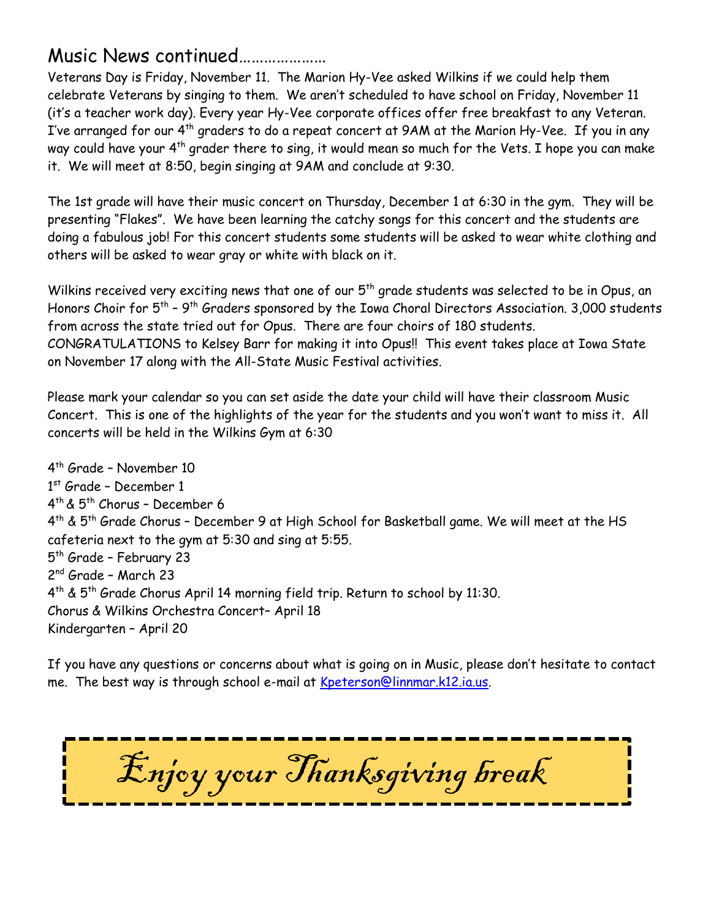## Music News continued…………………

Veterans Day is Friday, November 11. The Marion Hy-Vee asked Wilkins if we could help them celebrate Veterans by singing to them. We aren't scheduled to have school on Friday, November 11 (it's a teacher work day). Every year Hy-Vee corporate offices offer free breakfast to any Veteran. I've arranged for our 4th graders to do a repeat concert at 9AM at the Marion Hy-Vee. If you in any way could have your 4th grader there to sing, it would mean so much for the Vets. I hope you can make it. We will meet at 8:50, begin singing at 9AM and conclude at 9:30.

The 1st grade will have their music concert on Thursday, December 1 at 6:30 in the gym. They will be presenting "Flakes". We have been learning the catchy songs for this concert and the students are doing a fabulous job! For this concert students some students will be asked to wear white clothing and others will be asked to wear gray or white with black on it.

Wilkins received very exciting news that one of our 5th grade students was selected to be in Opus, an Honors Choir for 5th – 9th Graders sponsored by the Iowa Choral Directors Association. 3,000 students from across the state tried out for Opus. There are four choirs of 180 students. CONGRATULATIONS to Kelsey Barr for making it into Opus!! This event takes place at Iowa State on November 17 along with the All-State Music Festival activities.

Please mark your calendar so you can set aside the date your child will have their classroom Music Concert. This is one of the highlights of the year for the students and you won't want to miss it. All concerts will be held in the Wilkins Gym at 6:30

4th Grade – November 10
1st Grade – December 1
4th & 5th Chorus – December 6
4th & 5th Grade Chorus – December 9 at High School for Basketball game. We will meet at the HS cafeteria next to the gym at 5:30 and sing at 5:55.
5th Grade – February 23
2nd Grade – March 23
4th & 5th Grade Chorus April 14 morning field trip. Return to school by 11:30.
Chorus & Wilkins Orchestra Concert– April 18
Kindergarten – April 20

If you have any questions or concerns about what is going on in Music, please don't hesitate to contact me. The best way is through school e-mail at Kpeterson@linnmar.k12.ia.us.

*Enjoy your Thanksgiving break*